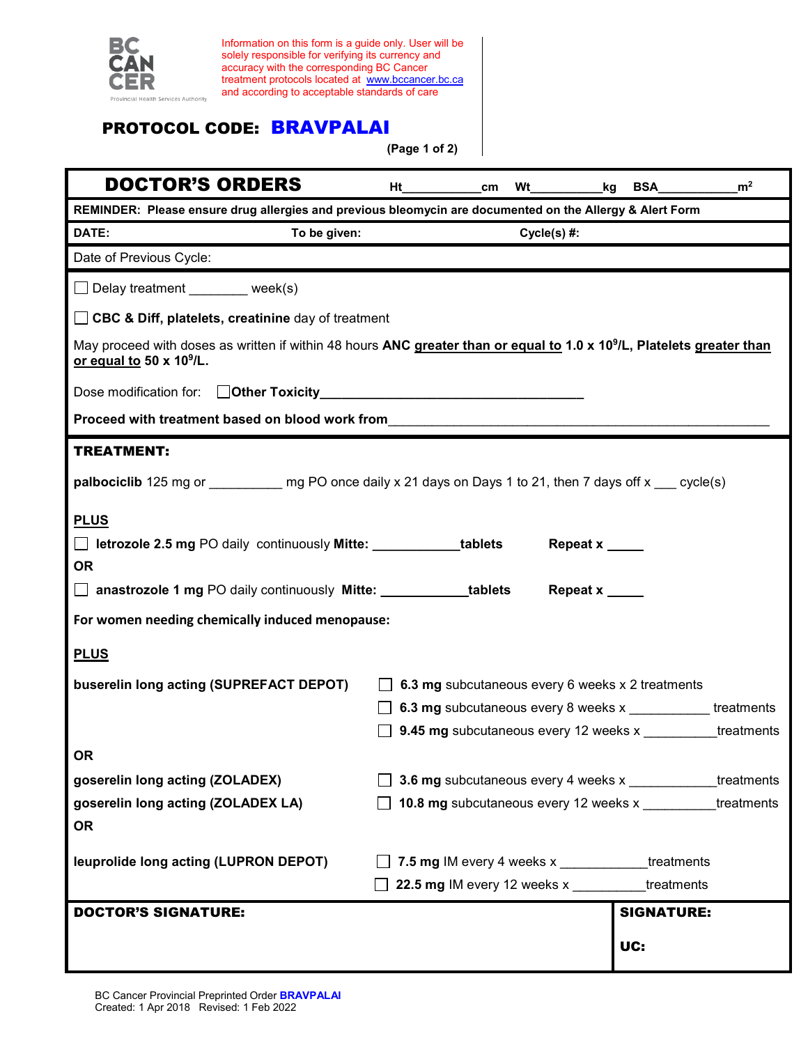BC CANCER
Provincial Health Services Authority

Information on this form is a guide only. User will be solely responsible for verifying its currency and accuracy with the corresponding BC Cancer treatment protocols located at www.bccancer.bc.ca and according to acceptable standards of care

**PROTOCOL CODE: BRAVPALAI**

(Page 1 of 2)

## DOCTOR'S ORDERS

**Ht**\_\_\_\_\_\_\_\_\_\_\_**cm** **Wt**\_\_\_\_\_\_\_\_\_\_**kg** **BSA**\_\_\_\_\_\_\_\_\_\_\_**$m^2$**

**REMINDER: Please ensure drug allergies and previous bleomycin are documented on the Allergy & Alert Form**

**DATE:** **To be given:** **Cycle(s) #:**

Date of Previous Cycle:

☐ Delay treatment \_\_\_\_\_\_\_\_ week(s)

☐ **CBC & Diff, platelets, creatinine** day of treatment

May proceed with doses as written if within 48 hours **ANC greater than or equal to 1.0 x $10^9$/L, Platelets greater than or equal to 50 x $10^9$/L.**

Dose modification for: ☐**Other Toxicity**\_\_\_\_\_\_\_\_\_\_\_\_\_\_\_\_\_\_\_\_\_\_\_\_\_\_\_\_\_\_\_\_\_\_\_\_

**Proceed with treatment based on blood work from**\_\_\_\_\_\_\_\_\_\_\_\_\_\_\_\_\_\_\_\_\_\_\_\_\_\_\_\_\_\_\_\_\_\_\_\_\_\_\_\_\_\_\_\_\_\_\_\_\_\_\_

**TREATMENT:**

**palbociclib** 125 mg or \_\_\_\_\_\_\_\_\_\_ mg PO once daily x 21 days on Days 1 to 21, then 7 days off x \_\_\_ cycle(s)

**PLUS**

☐ **letrozole 2.5 mg** PO daily continuously **Mitte:** \_\_\_\_\_\_\_\_\_\_\_\_**tablets** **Repeat x** \_\_\_\_\_

**OR**

☐ **anastrozole 1 mg** PO daily continuously **Mitte:** \_\_\_\_\_\_\_\_\_\_\_\_**tablets** **Repeat x** \_\_\_\_\_

**For women needing chemically induced menopause:**

**PLUS**

**buserelin long acting (SUPREFACT DEPOT)**
- ☐ **6.3 mg** subcutaneous every 6 weeks x 2 treatments
- ☐ **6.3 mg** subcutaneous every 8 weeks x \_\_\_\_\_\_\_\_\_\_\_ treatments
- ☐ **9.45 mg** subcutaneous every 12 weeks x \_\_\_\_\_\_\_\_\_\_treatments

**OR**

**goserelin long acting (ZOLADEX)**
- ☐ **3.6 mg** subcutaneous every 4 weeks x \_\_\_\_\_\_\_\_\_\_\_\_treatments

**goserelin long acting (ZOLADEX LA)**
- ☐ **10.8 mg** subcutaneous every 12 weeks x \_\_\_\_\_\_\_\_\_\_treatments

**OR**

**leuprolide long acting (LUPRON DEPOT)**
- ☐ **7.5 mg** IM every 4 weeks x \_\_\_\_\_\_\_\_\_\_\_\_treatments
- ☐ **22.5 mg** IM every 12 weeks x \_\_\_\_\_\_\_\_\_\_treatments

| DOCTOR'S SIGNATURE: | SIGNATURE: UC: |
|---|---|
| | |

BC Cancer Provincial Preprinted Order **BRAVPALAI**
Created: 1 Apr 2018 Revised: 1 Feb 2022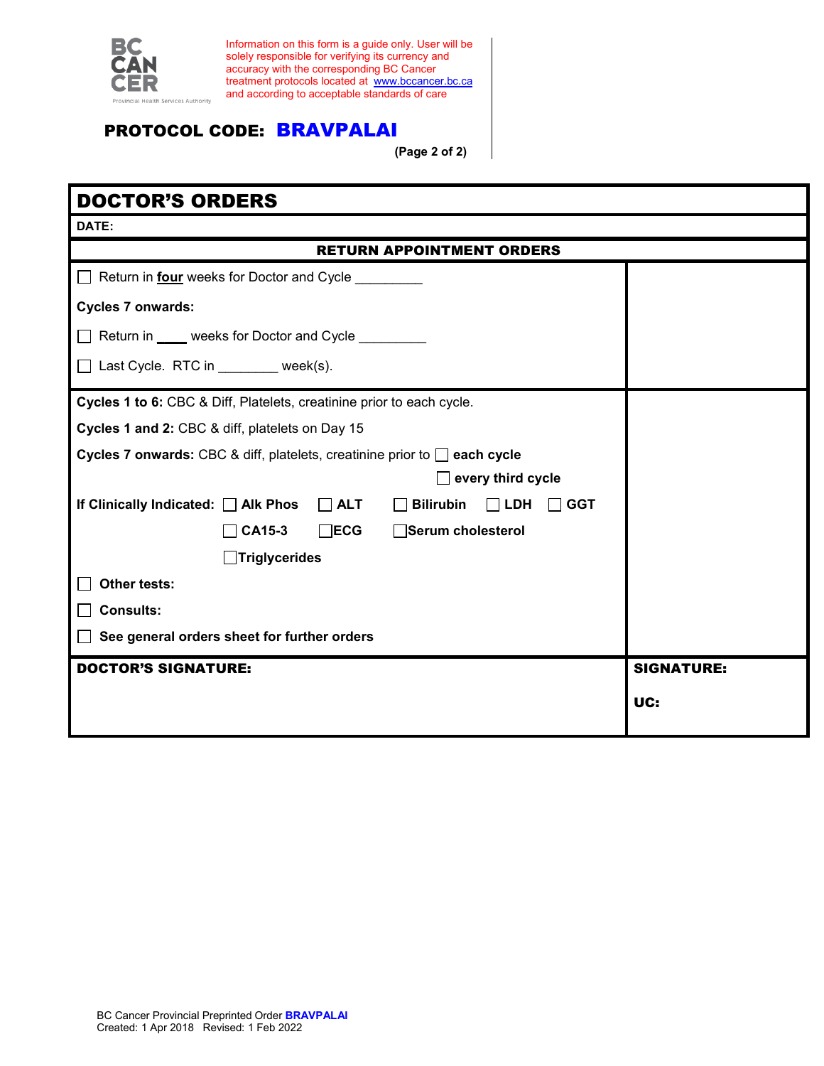Information on this form is a guide only. User will be solely responsible for verifying its currency and accuracy with the corresponding BC Cancer treatment protocols located at www.bccancer.bc.ca and according to acceptable standards of care

**PROTOCOL CODE: BRAVPALAI**

(Page 2 of 2)

# DOCTOR'S ORDERS

**DATE:**

## RETURN APPOINTMENT ORDERS

☐ Return in **four** weeks for Doctor and Cycle _________

**Cycles 7 onwards:**

☐ Return in ____ weeks for Doctor and Cycle _________

☐ Last Cycle. RTC in ________ week(s).

**Cycles 1 to 6:** CBC & Diff, Platelets, creatinine prior to each cycle.

**Cycles 1 and 2:** CBC & diff, platelets on Day 15

**Cycles 7 onwards:** CBC & diff, platelets, creatinine prior to ☐ **each cycle**
☐ **every third cycle**

**If Clinically Indicated:** ☐ **Alk Phos** ☐ **ALT** ☐ **Bilirubin** ☐ **LDH** ☐ **GGT**
☐ **CA15-3** ☐ **ECG** ☐ **Serum cholesterol**
☐ **Triglycerides**

☐ **Other tests:**

☐ **Consults:**

☐ **See general orders sheet for further orders**

**DOCTOR'S SIGNATURE:**

**SIGNATURE:**

**UC:**

BC Cancer Provincial Preprinted Order BRAVPALAI
Created: 1 Apr 2018 Revised: 1 Feb 2022